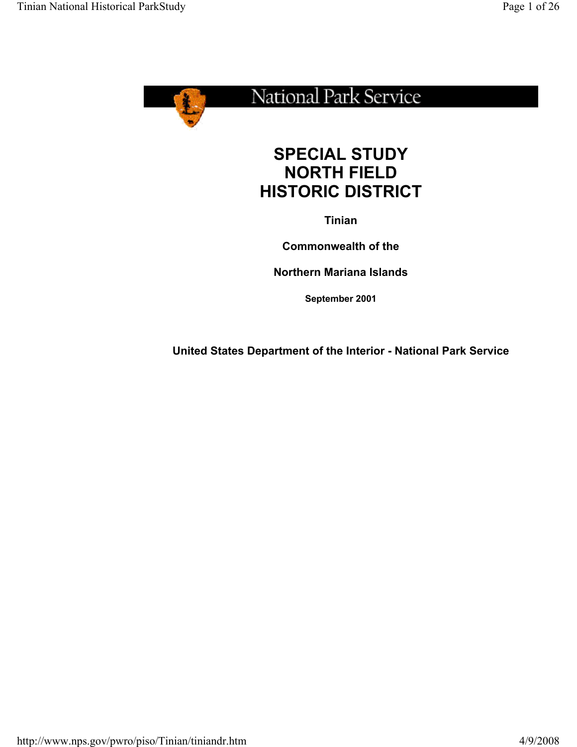National Park Service

# SPECIAL STUDY NORTH FIELD HISTORIC DISTRICT

**Tinian**

**Commonwealth of the**

**Northern Mariana Islands**

**September 2001**

**United States Department of the Interior - National Park Service**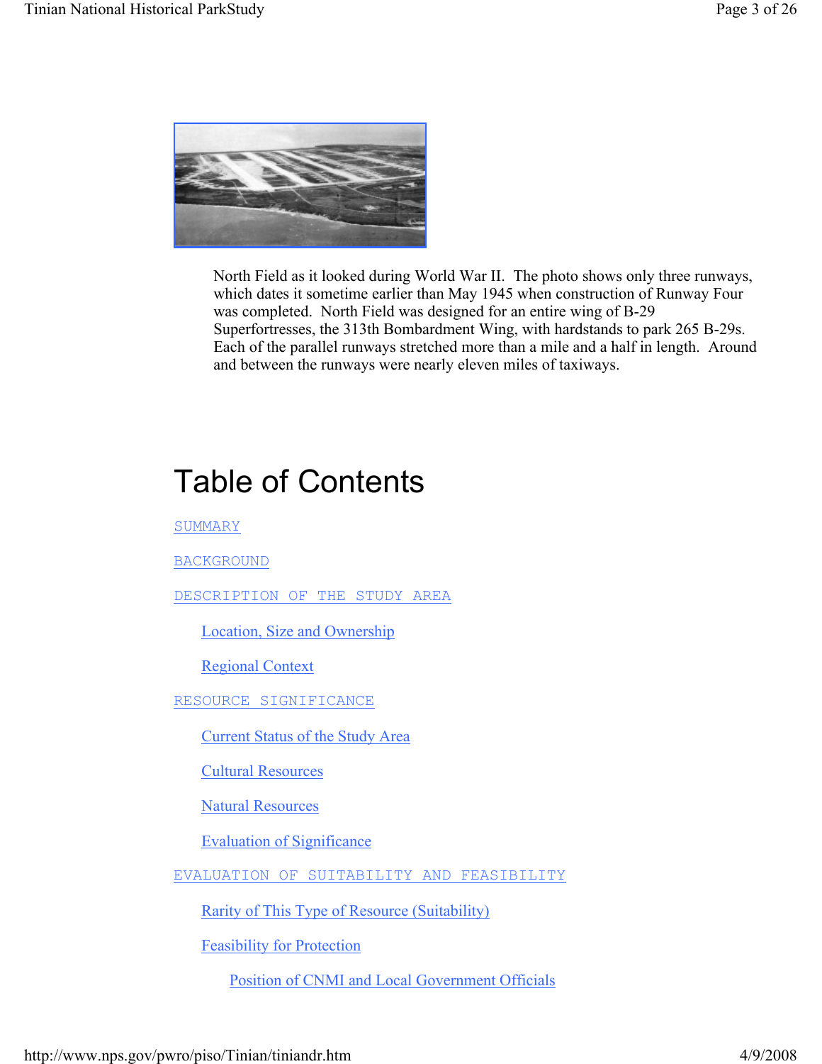North Field as it looked during World War II. The photo shows only three runways, which dates it sometime earlier than May 1945 when construction of Runway Four was completed. North Field was designed for an entire wing of B-29 Superfortresses, the 313th Bombardment Wing, with hardstands to park 265 B-29s. Each of the parallel runways stretched more than a mile and a half in length. Around and between the runways were nearly eleven miles of taxiways.

# Table of Contents

SUMMARY

BACKGROUND

DESCRIPTION OF THE STUDY AREA

- Location, Size and Ownership
- Regional Context

RESOURCE SIGNIFICANCE

- Current Status of the Study Area
- Cultural Resources
- Natural Resources
- Evaluation of Significance

EVALUATION OF SUITABILITY AND FEASIBILITY

- Rarity of This Type of Resource (Suitability)
- Feasibility for Protection
  - Position of CNMI and Local Government Officials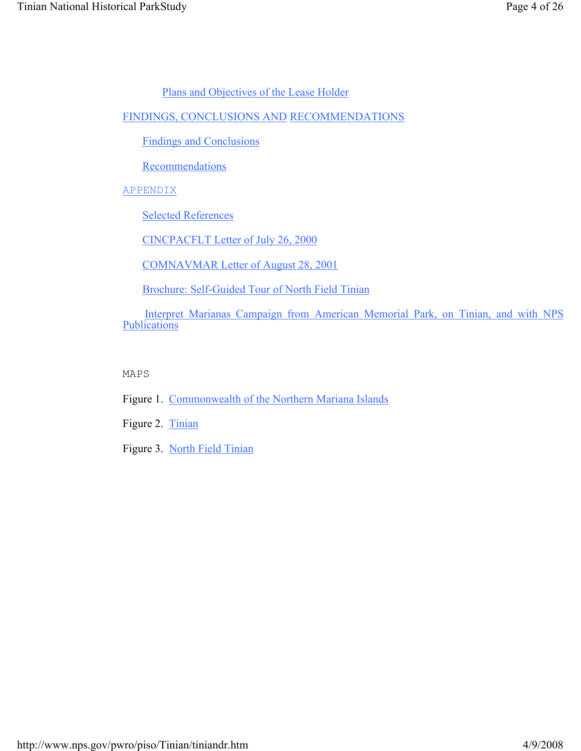Plans and Objectives of the Lease Holder

FINDINGS, CONCLUSIONS AND RECOMMENDATIONS

Findings and Conclusions

Recommendations

APPENDIX

Selected References

CINCPACFLT Letter of July 26, 2000

COMNAVMAR Letter of August 28, 2001

Brochure: Self-Guided Tour of North Field Tinian

Interpret Marianas Campaign from American Memorial Park, on Tinian, and with NPS Publications

MAPS

Figure 1. Commonwealth of the Northern Mariana Islands

Figure 2. Tinian

Figure 3. North Field Tinian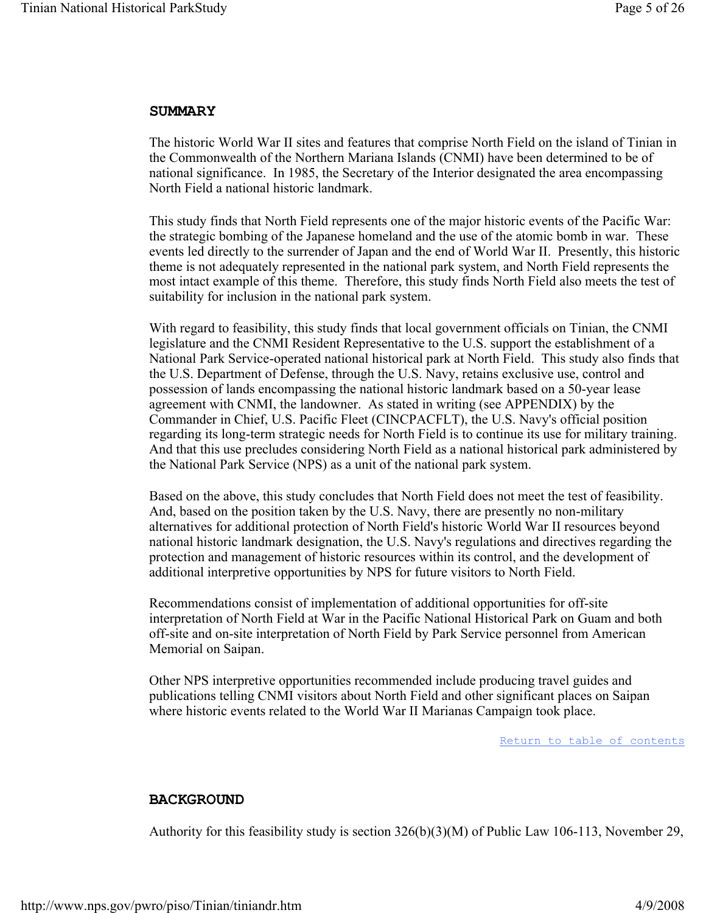## SUMMARY

The historic World War II sites and features that comprise North Field on the island of Tinian in the Commonwealth of the Northern Mariana Islands (CNMI) have been determined to be of national significance. In 1985, the Secretary of the Interior designated the area encompassing North Field a national historic landmark.

This study finds that North Field represents one of the major historic events of the Pacific War: the strategic bombing of the Japanese homeland and the use of the atomic bomb in war. These events led directly to the surrender of Japan and the end of World War II. Presently, this historic theme is not adequately represented in the national park system, and North Field represents the most intact example of this theme. Therefore, this study finds North Field also meets the test of suitability for inclusion in the national park system.

With regard to feasibility, this study finds that local government officials on Tinian, the CNMI legislature and the CNMI Resident Representative to the U.S. support the establishment of a National Park Service-operated national historical park at North Field. This study also finds that the U.S. Department of Defense, through the U.S. Navy, retains exclusive use, control and possession of lands encompassing the national historic landmark based on a 50-year lease agreement with CNMI, the landowner. As stated in writing (see APPENDIX) by the Commander in Chief, U.S. Pacific Fleet (CINCPACFLT), the U.S. Navy's official position regarding its long-term strategic needs for North Field is to continue its use for military training. And that this use precludes considering North Field as a national historical park administered by the National Park Service (NPS) as a unit of the national park system.

Based on the above, this study concludes that North Field does not meet the test of feasibility. And, based on the position taken by the U.S. Navy, there are presently no non-military alternatives for additional protection of North Field's historic World War II resources beyond national historic landmark designation, the U.S. Navy's regulations and directives regarding the protection and management of historic resources within its control, and the development of additional interpretive opportunities by NPS for future visitors to North Field.

Recommendations consist of implementation of additional opportunities for off-site interpretation of North Field at War in the Pacific National Historical Park on Guam and both off-site and on-site interpretation of North Field by Park Service personnel from American Memorial on Saipan.

Other NPS interpretive opportunities recommended include producing travel guides and publications telling CNMI visitors about North Field and other significant places on Saipan where historic events related to the World War II Marianas Campaign took place.

Return to table of contents

## BACKGROUND

Authority for this feasibility study is section 326(b)(3)(M) of Public Law 106-113, November 29,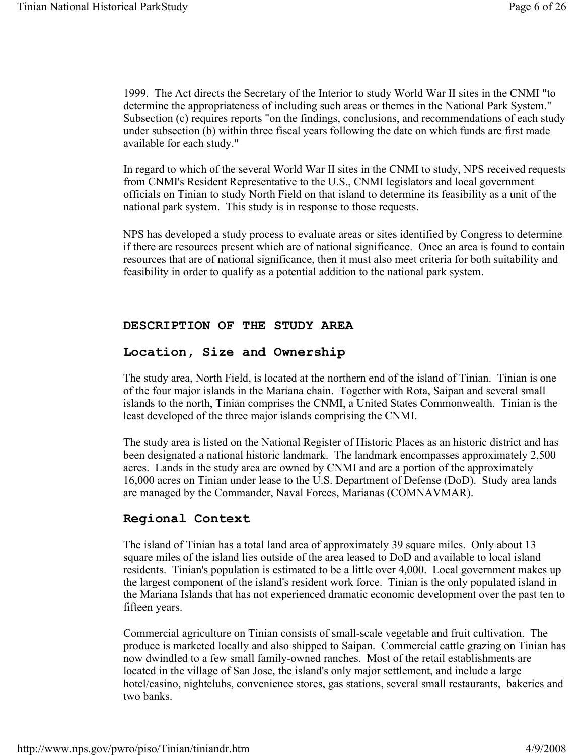1999. The Act directs the Secretary of the Interior to study World War II sites in the CNMI "to determine the appropriateness of including such areas or themes in the National Park System." Subsection (c) requires reports "on the findings, conclusions, and recommendations of each study under subsection (b) within three fiscal years following the date on which funds are first made available for each study."

In regard to which of the several World War II sites in the CNMI to study, NPS received requests from CNMI's Resident Representative to the U.S., CNMI legislators and local government officials on Tinian to study North Field on that island to determine its feasibility as a unit of the national park system. This study is in response to those requests.

NPS has developed a study process to evaluate areas or sites identified by Congress to determine if there are resources present which are of national significance. Once an area is found to contain resources that are of national significance, then it must also meet criteria for both suitability and feasibility in order to qualify as a potential addition to the national park system.

## DESCRIPTION OF THE STUDY AREA

### Location, Size and Ownership

The study area, North Field, is located at the northern end of the island of Tinian. Tinian is one of the four major islands in the Mariana chain. Together with Rota, Saipan and several small islands to the north, Tinian comprises the CNMI, a United States Commonwealth. Tinian is the least developed of the three major islands comprising the CNMI.

The study area is listed on the National Register of Historic Places as an historic district and has been designated a national historic landmark. The landmark encompasses approximately 2,500 acres. Lands in the study area are owned by CNMI and are a portion of the approximately 16,000 acres on Tinian under lease to the U.S. Department of Defense (DoD). Study area lands are managed by the Commander, Naval Forces, Marianas (COMNAVMAR).

### Regional Context

The island of Tinian has a total land area of approximately 39 square miles. Only about 13 square miles of the island lies outside of the area leased to DoD and available to local island residents. Tinian's population is estimated to be a little over 4,000. Local government makes up the largest component of the island's resident work force. Tinian is the only populated island in the Mariana Islands that has not experienced dramatic economic development over the past ten to fifteen years.

Commercial agriculture on Tinian consists of small-scale vegetable and fruit cultivation. The produce is marketed locally and also shipped to Saipan. Commercial cattle grazing on Tinian has now dwindled to a few small family-owned ranches. Most of the retail establishments are located in the village of San Jose, the island's only major settlement, and include a large hotel/casino, nightclubs, convenience stores, gas stations, several small restaurants, bakeries and two banks.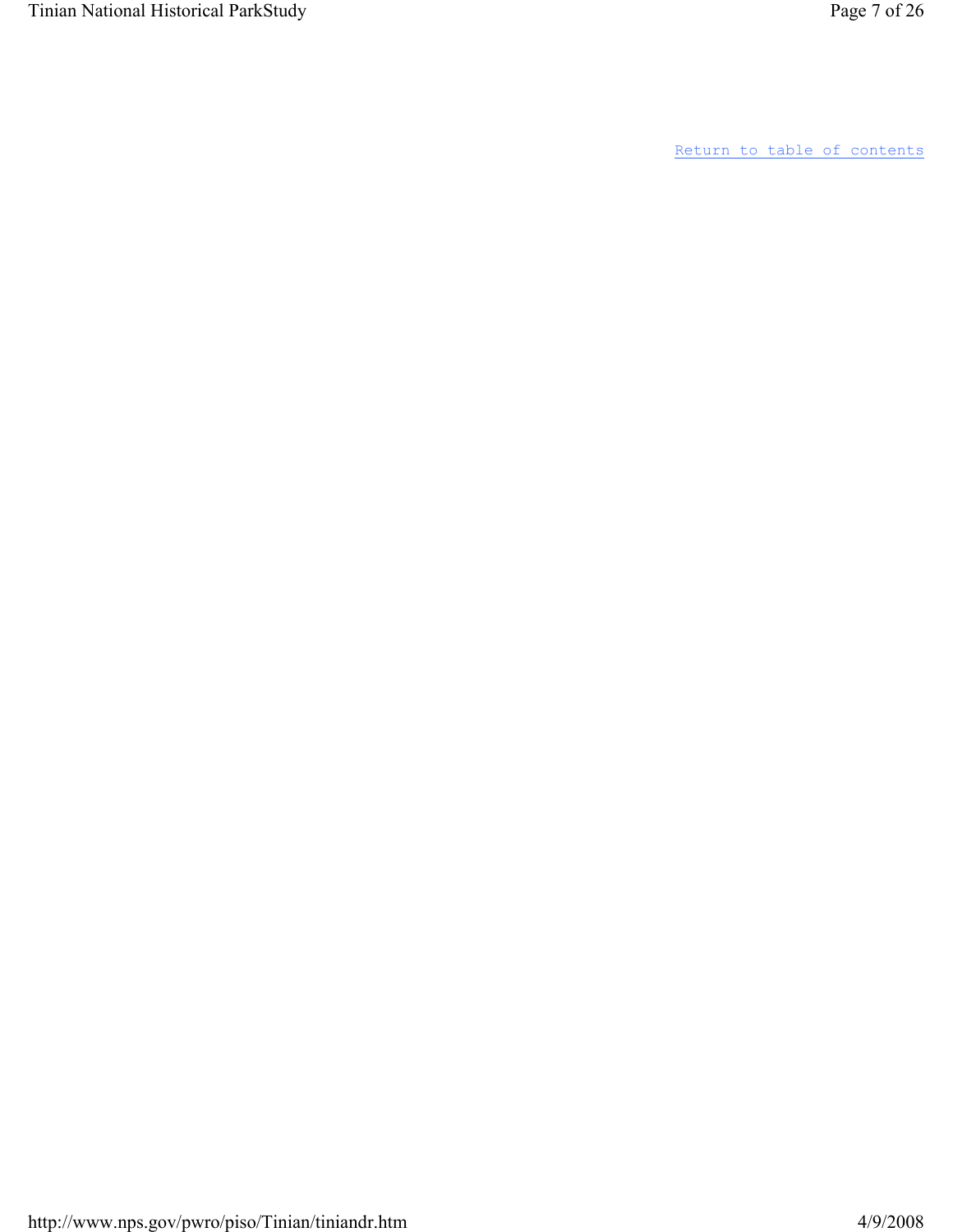Return to table of contents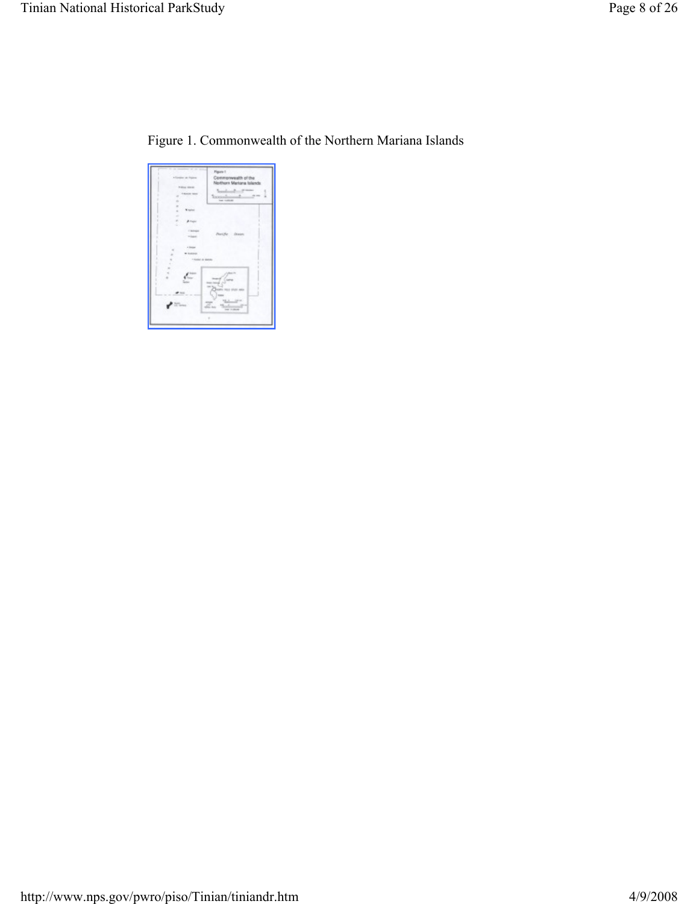Figure 1. Commonwealth of the Northern Mariana Islands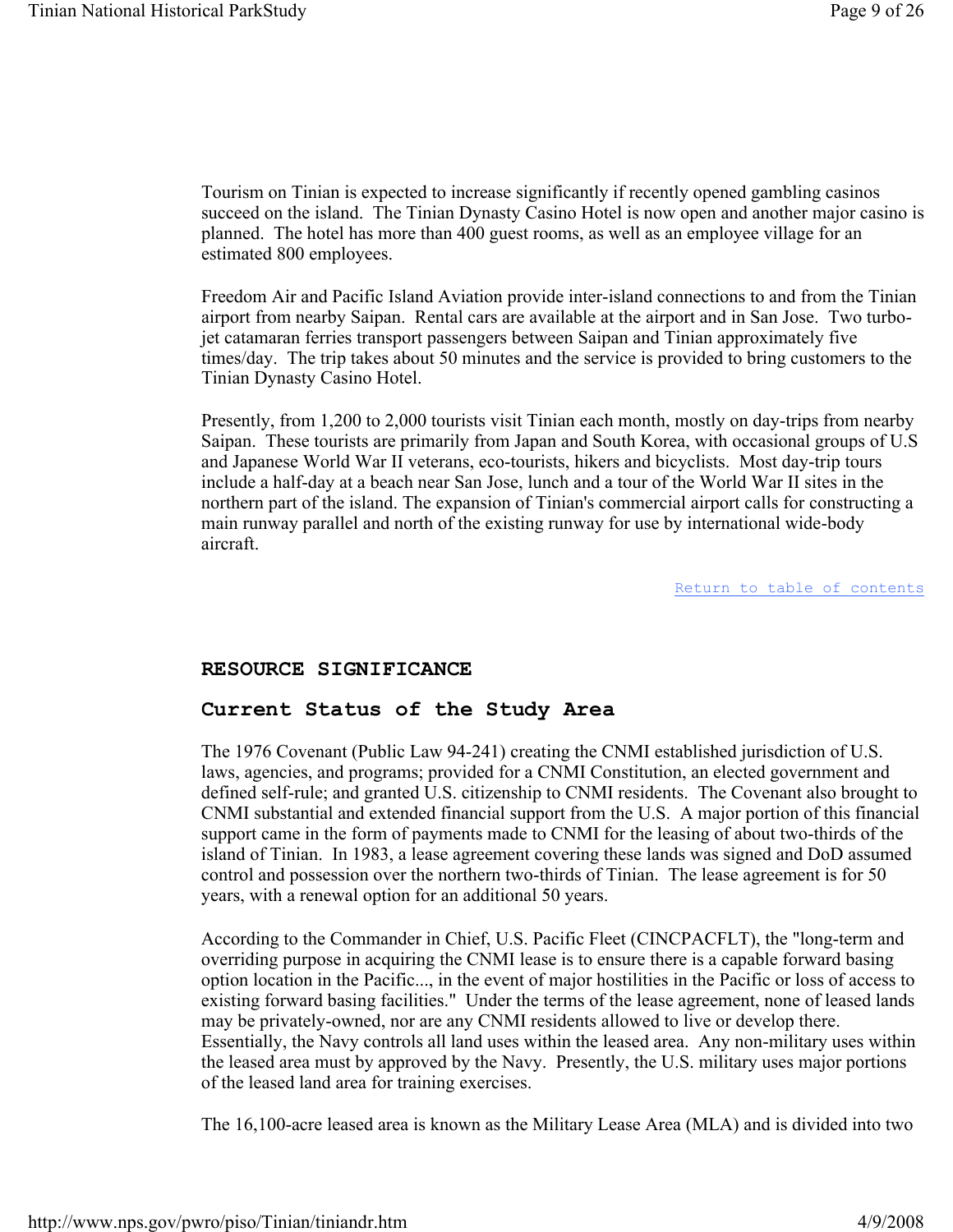Tourism on Tinian is expected to increase significantly if recently opened gambling casinos succeed on the island. The Tinian Dynasty Casino Hotel is now open and another major casino is planned. The hotel has more than 400 guest rooms, as well as an employee village for an estimated 800 employees.

Freedom Air and Pacific Island Aviation provide inter-island connections to and from the Tinian airport from nearby Saipan. Rental cars are available at the airport and in San Jose. Two turbo-jet catamaran ferries transport passengers between Saipan and Tinian approximately five times/day. The trip takes about 50 minutes and the service is provided to bring customers to the Tinian Dynasty Casino Hotel.

Presently, from 1,200 to 2,000 tourists visit Tinian each month, mostly on day-trips from nearby Saipan. These tourists are primarily from Japan and South Korea, with occasional groups of U.S and Japanese World War II veterans, eco-tourists, hikers and bicyclists. Most day-trip tours include a half-day at a beach near San Jose, lunch and a tour of the World War II sites in the northern part of the island. The expansion of Tinian's commercial airport calls for constructing a main runway parallel and north of the existing runway for use by international wide-body aircraft.

Return to table of contents

## RESOURCE SIGNIFICANCE

### Current Status of the Study Area

The 1976 Covenant (Public Law 94-241) creating the CNMI established jurisdiction of U.S. laws, agencies, and programs; provided for a CNMI Constitution, an elected government and defined self-rule; and granted U.S. citizenship to CNMI residents. The Covenant also brought to CNMI substantial and extended financial support from the U.S. A major portion of this financial support came in the form of payments made to CNMI for the leasing of about two-thirds of the island of Tinian. In 1983, a lease agreement covering these lands was signed and DoD assumed control and possession over the northern two-thirds of Tinian. The lease agreement is for 50 years, with a renewal option for an additional 50 years.

According to the Commander in Chief, U.S. Pacific Fleet (CINCPACFLT), the "long-term and overriding purpose in acquiring the CNMI lease is to ensure there is a capable forward basing option location in the Pacific..., in the event of major hostilities in the Pacific or loss of access to existing forward basing facilities." Under the terms of the lease agreement, none of leased lands may be privately-owned, nor are any CNMI residents allowed to live or develop there. Essentially, the Navy controls all land uses within the leased area. Any non-military uses within the leased area must by approved by the Navy. Presently, the U.S. military uses major portions of the leased land area for training exercises.

The 16,100-acre leased area is known as the Military Lease Area (MLA) and is divided into two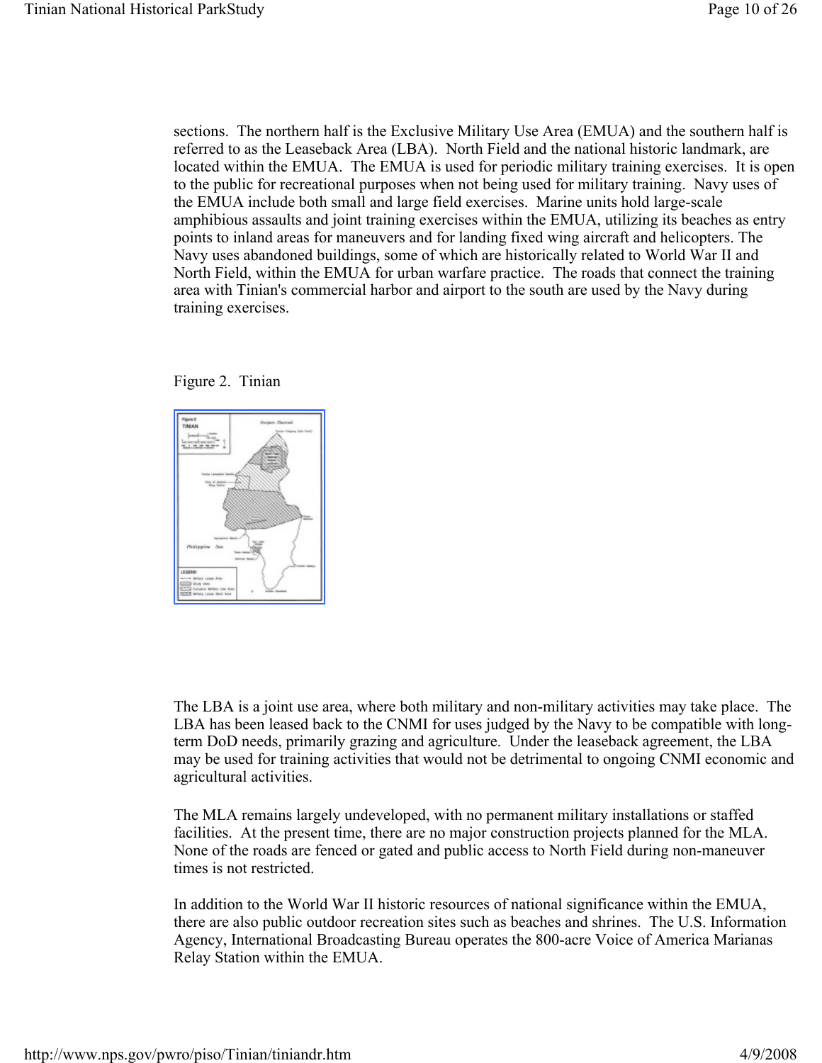sections. The northern half is the Exclusive Military Use Area (EMUA) and the southern half is referred to as the Leaseback Area (LBA). North Field and the national historic landmark, are located within the EMUA. The EMUA is used for periodic military training exercises. It is open to the public for recreational purposes when not being used for military training. Navy uses of the EMUA include both small and large field exercises. Marine units hold large-scale amphibious assaults and joint training exercises within the EMUA, utilizing its beaches as entry points to inland areas for maneuvers and for landing fixed wing aircraft and helicopters. The Navy uses abandoned buildings, some of which are historically related to World War II and North Field, within the EMUA for urban warfare practice. The roads that connect the training area with Tinian's commercial harbor and airport to the south are used by the Navy during training exercises.

Figure 2. Tinian

The LBA is a joint use area, where both military and non-military activities may take place. The LBA has been leased back to the CNMI for uses judged by the Navy to be compatible with long-term DoD needs, primarily grazing and agriculture. Under the leaseback agreement, the LBA may be used for training activities that would not be detrimental to ongoing CNMI economic and agricultural activities.

The MLA remains largely undeveloped, with no permanent military installations or staffed facilities. At the present time, there are no major construction projects planned for the MLA. None of the roads are fenced or gated and public access to North Field during non-maneuver times is not restricted.

In addition to the World War II historic resources of national significance within the EMUA, there are also public outdoor recreation sites such as beaches and shrines. The U.S. Information Agency, International Broadcasting Bureau operates the 800-acre Voice of America Marianas Relay Station within the EMUA.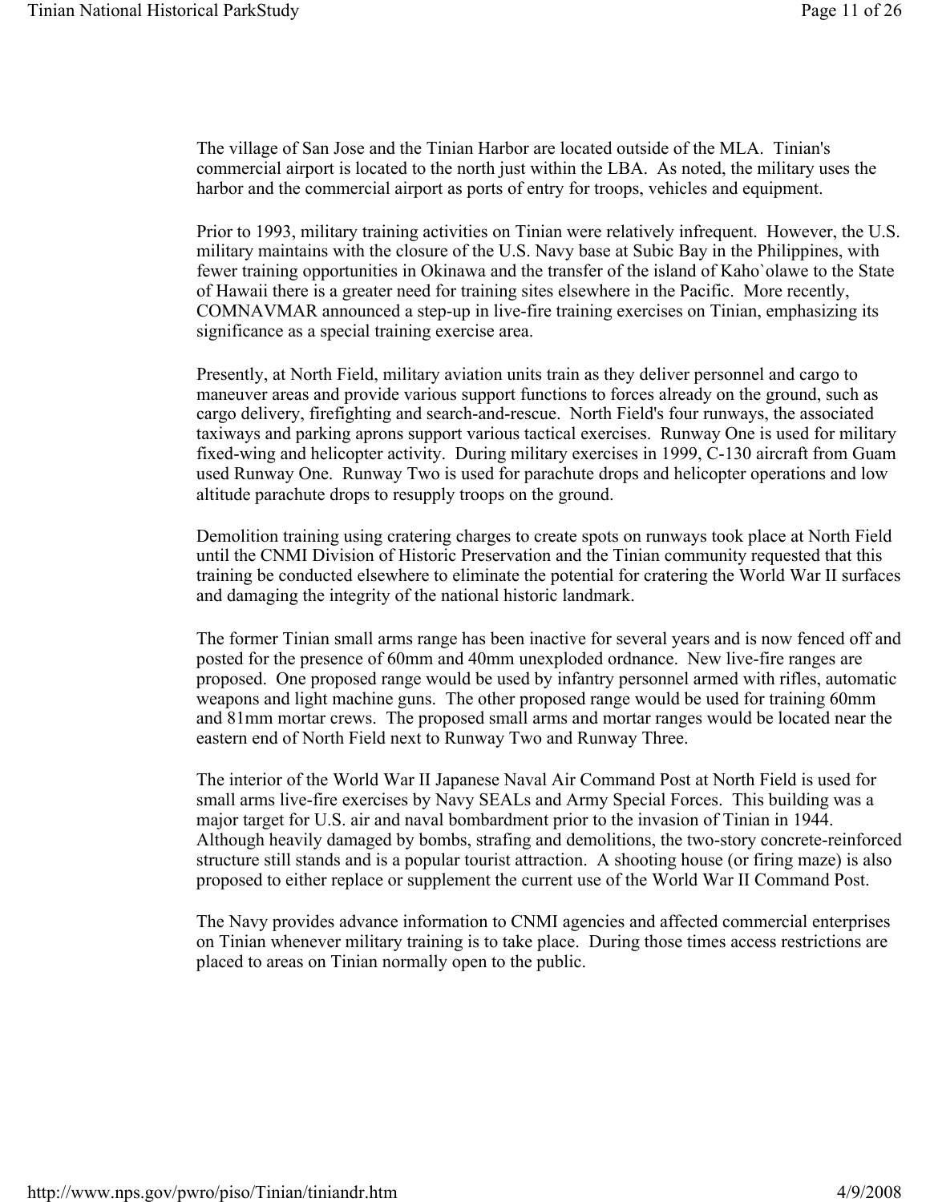The village of San Jose and the Tinian Harbor are located outside of the MLA. Tinian's commercial airport is located to the north just within the LBA. As noted, the military uses the harbor and the commercial airport as ports of entry for troops, vehicles and equipment.

Prior to 1993, military training activities on Tinian were relatively infrequent. However, the U.S. military maintains with the closure of the U.S. Navy base at Subic Bay in the Philippines, with fewer training opportunities in Okinawa and the transfer of the island of Kaho`olawe to the State of Hawaii there is a greater need for training sites elsewhere in the Pacific. More recently, COMNAVMAR announced a step-up in live-fire training exercises on Tinian, emphasizing its significance as a special training exercise area.

Presently, at North Field, military aviation units train as they deliver personnel and cargo to maneuver areas and provide various support functions to forces already on the ground, such as cargo delivery, firefighting and search-and-rescue. North Field's four runways, the associated taxiways and parking aprons support various tactical exercises. Runway One is used for military fixed-wing and helicopter activity. During military exercises in 1999, C-130 aircraft from Guam used Runway One. Runway Two is used for parachute drops and helicopter operations and low altitude parachute drops to resupply troops on the ground.

Demolition training using cratering charges to create spots on runways took place at North Field until the CNMI Division of Historic Preservation and the Tinian community requested that this training be conducted elsewhere to eliminate the potential for cratering the World War II surfaces and damaging the integrity of the national historic landmark.

The former Tinian small arms range has been inactive for several years and is now fenced off and posted for the presence of 60mm and 40mm unexploded ordnance. New live-fire ranges are proposed. One proposed range would be used by infantry personnel armed with rifles, automatic weapons and light machine guns. The other proposed range would be used for training 60mm and 81mm mortar crews. The proposed small arms and mortar ranges would be located near the eastern end of North Field next to Runway Two and Runway Three.

The interior of the World War II Japanese Naval Air Command Post at North Field is used for small arms live-fire exercises by Navy SEALs and Army Special Forces. This building was a major target for U.S. air and naval bombardment prior to the invasion of Tinian in 1944. Although heavily damaged by bombs, strafing and demolitions, the two-story concrete-reinforced structure still stands and is a popular tourist attraction. A shooting house (or firing maze) is also proposed to either replace or supplement the current use of the World War II Command Post.

The Navy provides advance information to CNMI agencies and affected commercial enterprises on Tinian whenever military training is to take place. During those times access restrictions are placed to areas on Tinian normally open to the public.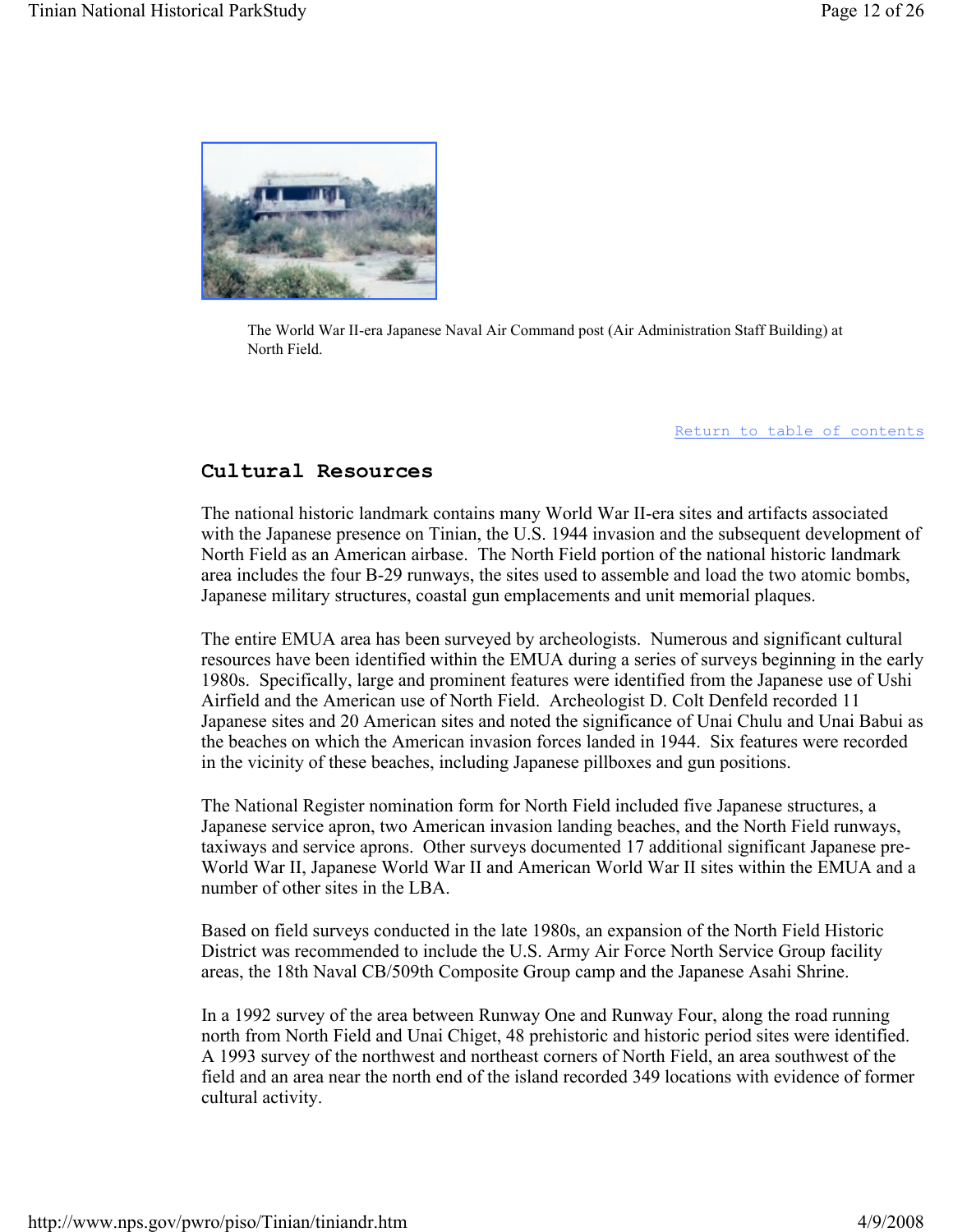The World War II-era Japanese Naval Air Command post (Air Administration Staff Building) at North Field.

Return to table of contents

## Cultural Resources

The national historic landmark contains many World War II-era sites and artifacts associated with the Japanese presence on Tinian, the U.S. 1944 invasion and the subsequent development of North Field as an American airbase. The North Field portion of the national historic landmark area includes the four B-29 runways, the sites used to assemble and load the two atomic bombs, Japanese military structures, coastal gun emplacements and unit memorial plaques.

The entire EMUA area has been surveyed by archeologists. Numerous and significant cultural resources have been identified within the EMUA during a series of surveys beginning in the early 1980s. Specifically, large and prominent features were identified from the Japanese use of Ushi Airfield and the American use of North Field. Archeologist D. Colt Denfeld recorded 11 Japanese sites and 20 American sites and noted the significance of Unai Chulu and Unai Babui as the beaches on which the American invasion forces landed in 1944. Six features were recorded in the vicinity of these beaches, including Japanese pillboxes and gun positions.

The National Register nomination form for North Field included five Japanese structures, a Japanese service apron, two American invasion landing beaches, and the North Field runways, taxiways and service aprons. Other surveys documented 17 additional significant Japanese pre-World War II, Japanese World War II and American World War II sites within the EMUA and a number of other sites in the LBA.

Based on field surveys conducted in the late 1980s, an expansion of the North Field Historic District was recommended to include the U.S. Army Air Force North Service Group facility areas, the 18th Naval CB/509th Composite Group camp and the Japanese Asahi Shrine.

In a 1992 survey of the area between Runway One and Runway Four, along the road running north from North Field and Unai Chiget, 48 prehistoric and historic period sites were identified. A 1993 survey of the northwest and northeast corners of North Field, an area southwest of the field and an area near the north end of the island recorded 349 locations with evidence of former cultural activity.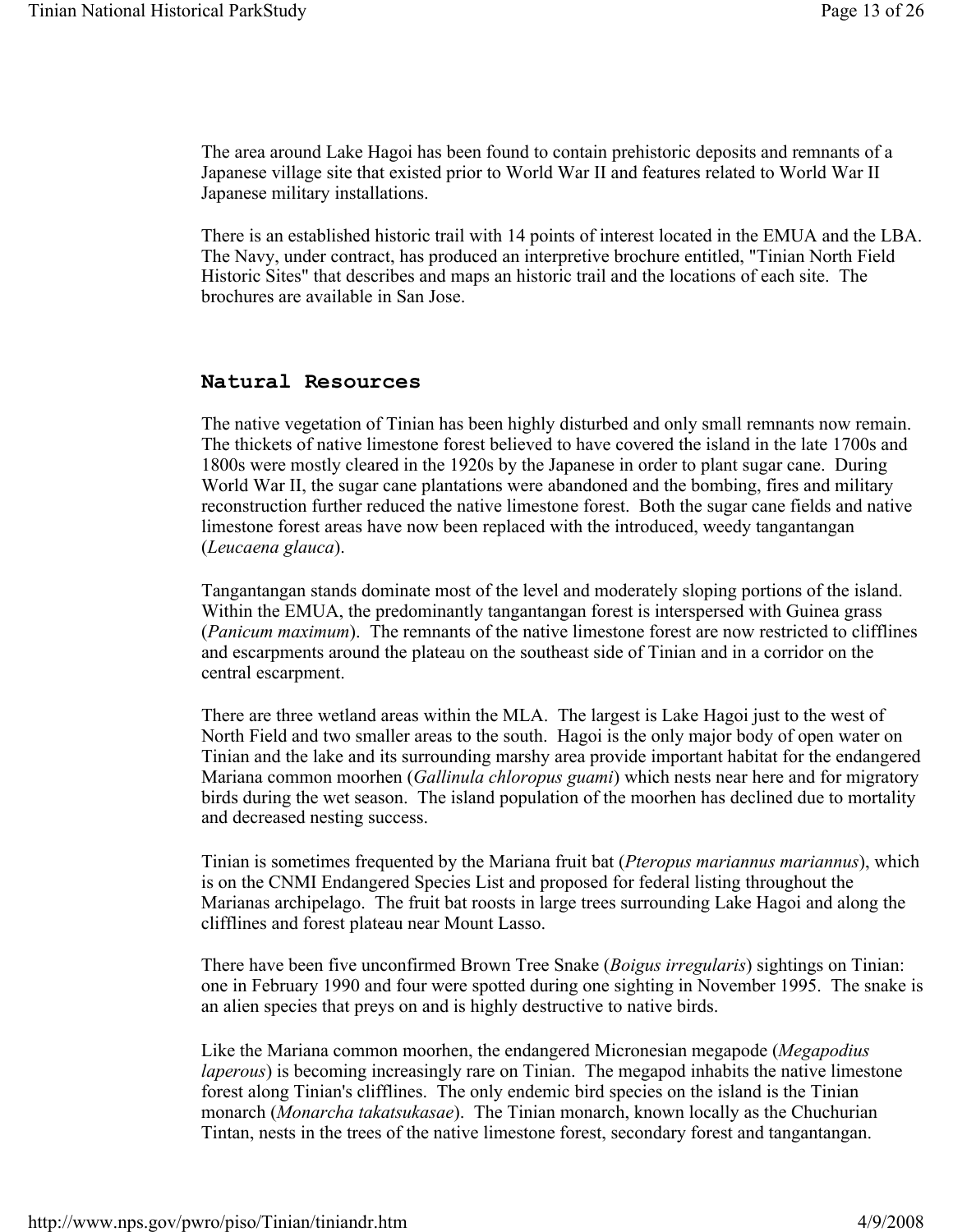The area around Lake Hagoi has been found to contain prehistoric deposits and remnants of a Japanese village site that existed prior to World War II and features related to World War II Japanese military installations.

There is an established historic trail with 14 points of interest located in the EMUA and the LBA. The Navy, under contract, has produced an interpretive brochure entitled, "Tinian North Field Historic Sites" that describes and maps an historic trail and the locations of each site. The brochures are available in San Jose.

## Natural Resources

The native vegetation of Tinian has been highly disturbed and only small remnants now remain. The thickets of native limestone forest believed to have covered the island in the late 1700s and 1800s were mostly cleared in the 1920s by the Japanese in order to plant sugar cane. During World War II, the sugar cane plantations were abandoned and the bombing, fires and military reconstruction further reduced the native limestone forest. Both the sugar cane fields and native limestone forest areas have now been replaced with the introduced, weedy tangantangan (*Leucaena glauca*).

Tangantangan stands dominate most of the level and moderately sloping portions of the island. Within the EMUA, the predominantly tangantangan forest is interspersed with Guinea grass (*Panicum maximum*). The remnants of the native limestone forest are now restricted to clifflines and escarpments around the plateau on the southeast side of Tinian and in a corridor on the central escarpment.

There are three wetland areas within the MLA. The largest is Lake Hagoi just to the west of North Field and two smaller areas to the south. Hagoi is the only major body of open water on Tinian and the lake and its surrounding marshy area provide important habitat for the endangered Mariana common moorhen (*Gallinula chloropus guami*) which nests near here and for migratory birds during the wet season. The island population of the moorhen has declined due to mortality and decreased nesting success.

Tinian is sometimes frequented by the Mariana fruit bat (*Pteropus mariannus mariannus*), which is on the CNMI Endangered Species List and proposed for federal listing throughout the Marianas archipelago. The fruit bat roosts in large trees surrounding Lake Hagoi and along the clifflines and forest plateau near Mount Lasso.

There have been five unconfirmed Brown Tree Snake (*Boigus irregularis*) sightings on Tinian: one in February 1990 and four were spotted during one sighting in November 1995. The snake is an alien species that preys on and is highly destructive to native birds.

Like the Mariana common moorhen, the endangered Micronesian megapode (*Megapodius laperous*) is becoming increasingly rare on Tinian. The megapod inhabits the native limestone forest along Tinian's clifflines. The only endemic bird species on the island is the Tinian monarch (*Monarcha takatsukasae*). The Tinian monarch, known locally as the Chuchurian Tintan, nests in the trees of the native limestone forest, secondary forest and tangantangan.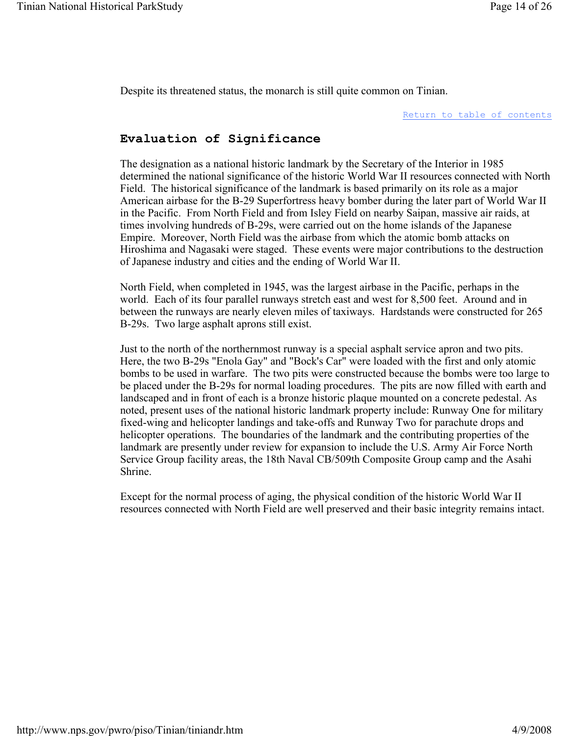Despite its threatened status, the monarch is still quite common on Tinian.

Return to table of contents

## Evaluation of Significance

The designation as a national historic landmark by the Secretary of the Interior in 1985 determined the national significance of the historic World War II resources connected with North Field. The historical significance of the landmark is based primarily on its role as a major American airbase for the B-29 Superfortress heavy bomber during the later part of World War II in the Pacific. From North Field and from Isley Field on nearby Saipan, massive air raids, at times involving hundreds of B-29s, were carried out on the home islands of the Japanese Empire. Moreover, North Field was the airbase from which the atomic bomb attacks on Hiroshima and Nagasaki were staged. These events were major contributions to the destruction of Japanese industry and cities and the ending of World War II.

North Field, when completed in 1945, was the largest airbase in the Pacific, perhaps in the world. Each of its four parallel runways stretch east and west for 8,500 feet. Around and in between the runways are nearly eleven miles of taxiways. Hardstands were constructed for 265 B-29s. Two large asphalt aprons still exist.

Just to the north of the northernmost runway is a special asphalt service apron and two pits. Here, the two B-29s "Enola Gay" and "Bock's Car" were loaded with the first and only atomic bombs to be used in warfare. The two pits were constructed because the bombs were too large to be placed under the B-29s for normal loading procedures. The pits are now filled with earth and landscaped and in front of each is a bronze historic plaque mounted on a concrete pedestal. As noted, present uses of the national historic landmark property include: Runway One for military fixed-wing and helicopter landings and take-offs and Runway Two for parachute drops and helicopter operations. The boundaries of the landmark and the contributing properties of the landmark are presently under review for expansion to include the U.S. Army Air Force North Service Group facility areas, the 18th Naval CB/509th Composite Group camp and the Asahi Shrine.

Except for the normal process of aging, the physical condition of the historic World War II resources connected with North Field are well preserved and their basic integrity remains intact.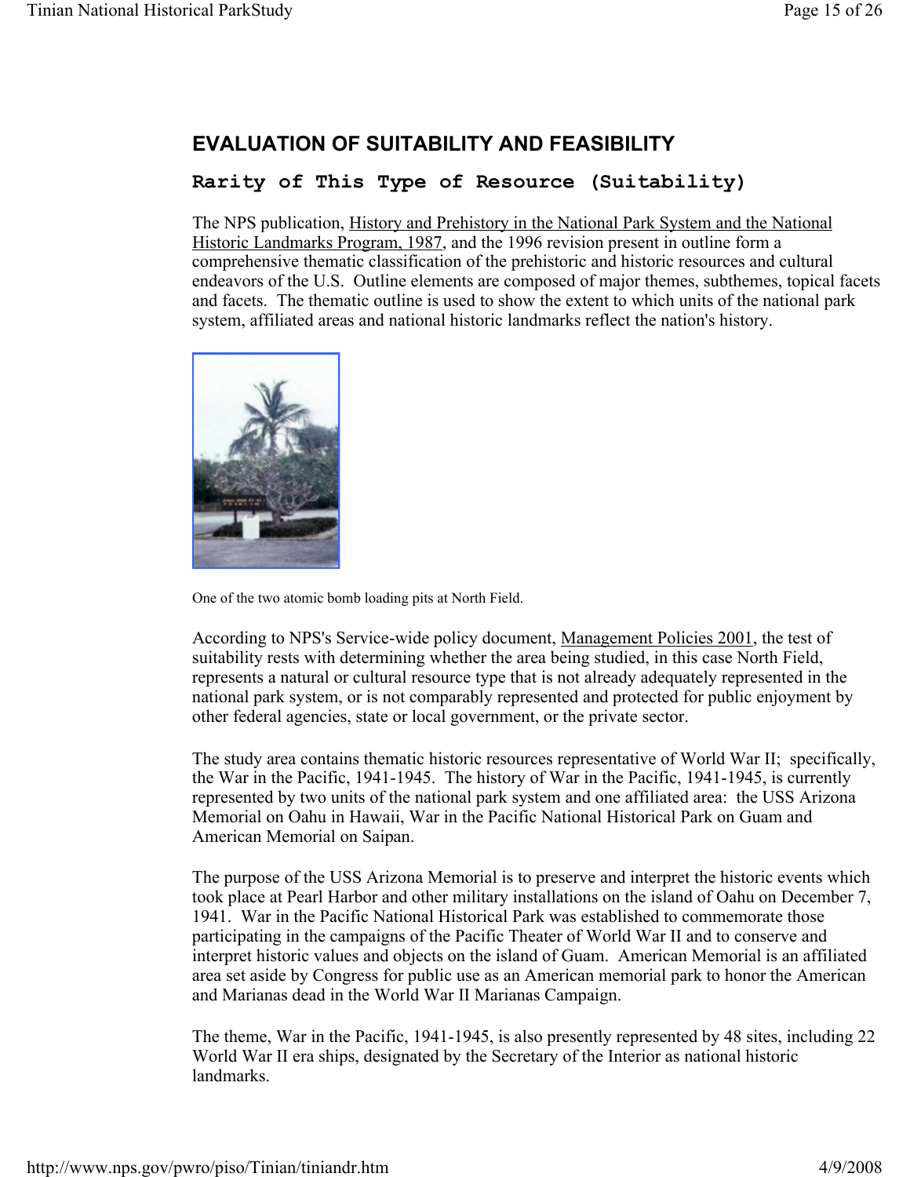## EVALUATION OF SUITABILITY AND FEASIBILITY

### Rarity of This Type of Resource (Suitability)

The NPS publication, History and Prehistory in the National Park System and the National Historic Landmarks Program, 1987, and the 1996 revision present in outline form a comprehensive thematic classification of the prehistoric and historic resources and cultural endeavors of the U.S. Outline elements are composed of major themes, subthemes, topical facets and facets. The thematic outline is used to show the extent to which units of the national park system, affiliated areas and national historic landmarks reflect the nation's history.

One of the two atomic bomb loading pits at North Field.

According to NPS's Service-wide policy document, Management Policies 2001, the test of suitability rests with determining whether the area being studied, in this case North Field, represents a natural or cultural resource type that is not already adequately represented in the national park system, or is not comparably represented and protected for public enjoyment by other federal agencies, state or local government, or the private sector.

The study area contains thematic historic resources representative of World War II; specifically, the War in the Pacific, 1941-1945. The history of War in the Pacific, 1941-1945, is currently represented by two units of the national park system and one affiliated area: the USS Arizona Memorial on Oahu in Hawaii, War in the Pacific National Historical Park on Guam and American Memorial on Saipan.

The purpose of the USS Arizona Memorial is to preserve and interpret the historic events which took place at Pearl Harbor and other military installations on the island of Oahu on December 7, 1941. War in the Pacific National Historical Park was established to commemorate those participating in the campaigns of the Pacific Theater of World War II and to conserve and interpret historic values and objects on the island of Guam. American Memorial is an affiliated area set aside by Congress for public use as an American memorial park to honor the American and Marianas dead in the World War II Marianas Campaign.

The theme, War in the Pacific, 1941-1945, is also presently represented by 48 sites, including 22 World War II era ships, designated by the Secretary of the Interior as national historic landmarks.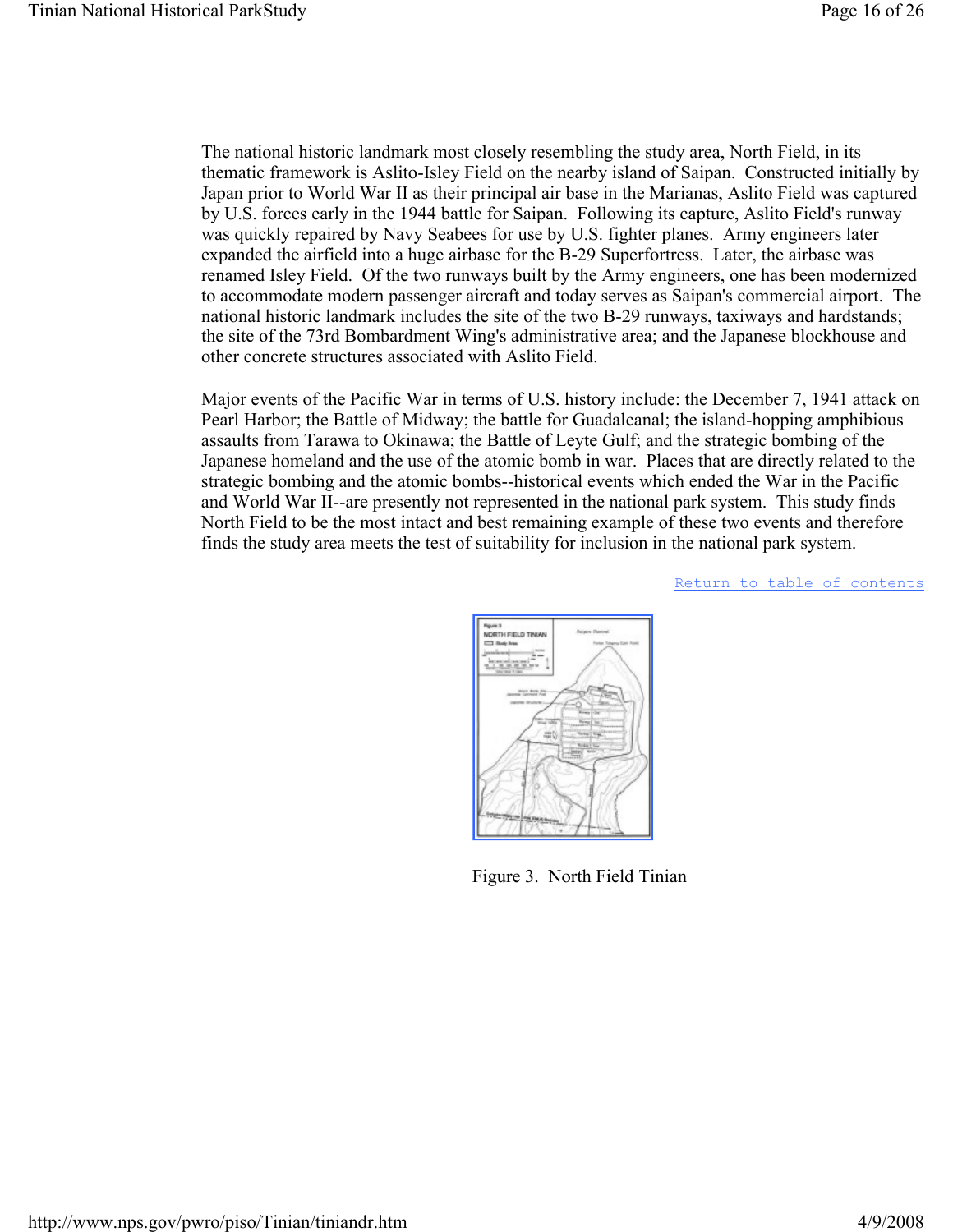The national historic landmark most closely resembling the study area, North Field, in its thematic framework is Aslito-Isley Field on the nearby island of Saipan. Constructed initially by Japan prior to World War II as their principal air base in the Marianas, Aslito Field was captured by U.S. forces early in the 1944 battle for Saipan. Following its capture, Aslito Field's runway was quickly repaired by Navy Seabees for use by U.S. fighter planes. Army engineers later expanded the airfield into a huge airbase for the B-29 Superfortress. Later, the airbase was renamed Isley Field. Of the two runways built by the Army engineers, one has been modernized to accommodate modern passenger aircraft and today serves as Saipan's commercial airport. The national historic landmark includes the site of the two B-29 runways, taxiways and hardstands; the site of the 73rd Bombardment Wing's administrative area; and the Japanese blockhouse and other concrete structures associated with Aslito Field.

Major events of the Pacific War in terms of U.S. history include: the December 7, 1941 attack on Pearl Harbor; the Battle of Midway; the battle for Guadalcanal; the island-hopping amphibious assaults from Tarawa to Okinawa; the Battle of Leyte Gulf; and the strategic bombing of the Japanese homeland and the use of the atomic bomb in war. Places that are directly related to the strategic bombing and the atomic bombs--historical events which ended the War in the Pacific and World War II--are presently not represented in the national park system. This study finds North Field to be the most intact and best remaining example of these two events and therefore finds the study area meets the test of suitability for inclusion in the national park system.

Return to table of contents

Figure 3. North Field Tinian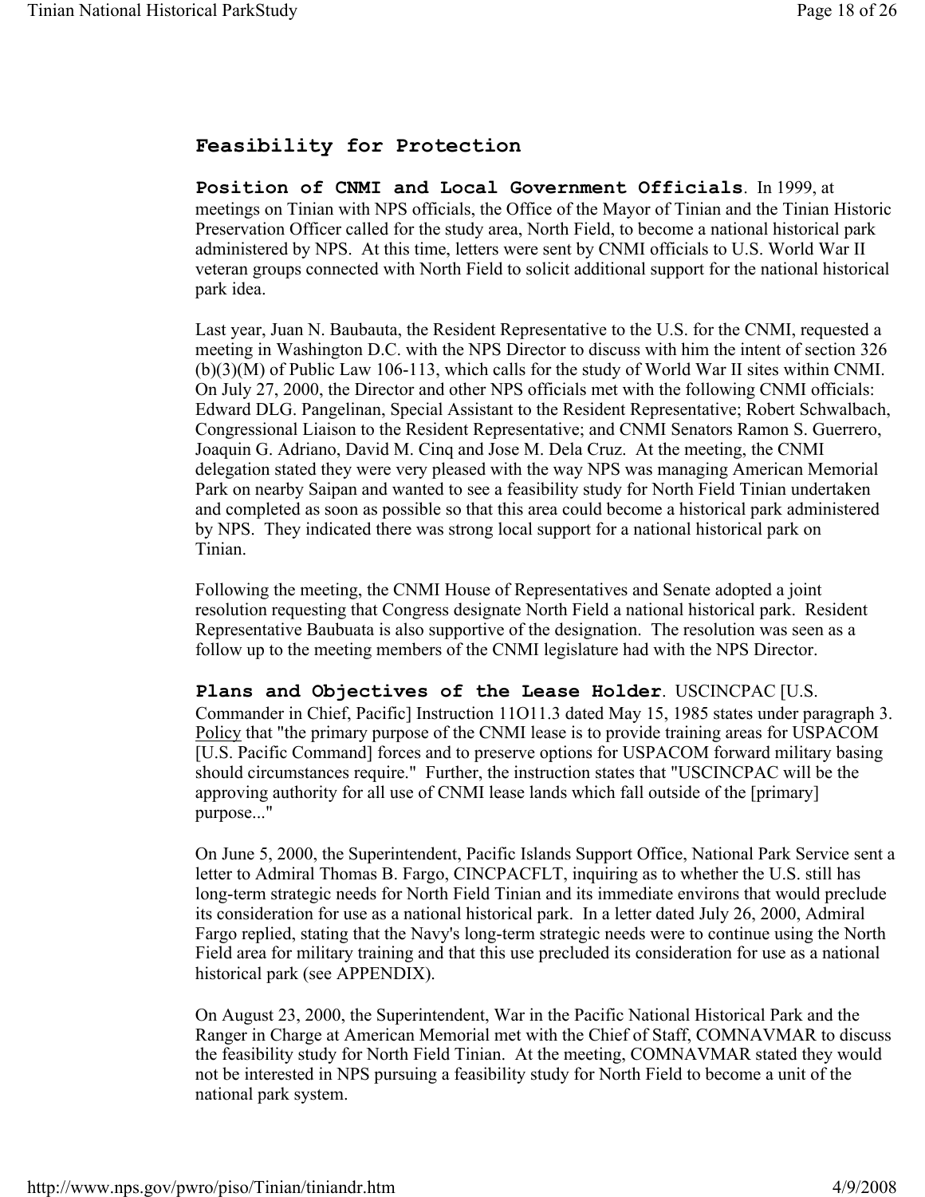## Feasibility for Protection

**Position of CNMI and Local Government Officials**. In 1999, at meetings on Tinian with NPS officials, the Office of the Mayor of Tinian and the Tinian Historic Preservation Officer called for the study area, North Field, to become a national historical park administered by NPS. At this time, letters were sent by CNMI officials to U.S. World War II veteran groups connected with North Field to solicit additional support for the national historical park idea.

Last year, Juan N. Baubauta, the Resident Representative to the U.S. for the CNMI, requested a meeting in Washington D.C. with the NPS Director to discuss with him the intent of section 326 (b)(3)(M) of Public Law 106-113, which calls for the study of World War II sites within CNMI. On July 27, 2000, the Director and other NPS officials met with the following CNMI officials: Edward DLG. Pangelinan, Special Assistant to the Resident Representative; Robert Schwalbach, Congressional Liaison to the Resident Representative; and CNMI Senators Ramon S. Guerrero, Joaquin G. Adriano, David M. Cinq and Jose M. Dela Cruz. At the meeting, the CNMI delegation stated they were very pleased with the way NPS was managing American Memorial Park on nearby Saipan and wanted to see a feasibility study for North Field Tinian undertaken and completed as soon as possible so that this area could become a historical park administered by NPS. They indicated there was strong local support for a national historical park on Tinian.

Following the meeting, the CNMI House of Representatives and Senate adopted a joint resolution requesting that Congress designate North Field a national historical park. Resident Representative Baubuata is also supportive of the designation. The resolution was seen as a follow up to the meeting members of the CNMI legislature had with the NPS Director.

**Plans and Objectives of the Lease Holder**. USCINCPAC [U.S. Commander in Chief, Pacific] Instruction 11O11.3 dated May 15, 1985 states under paragraph 3. Policy that "the primary purpose of the CNMI lease is to provide training areas for USPACOM [U.S. Pacific Command] forces and to preserve options for USPACOM forward military basing should circumstances require." Further, the instruction states that "USCINCPAC will be the approving authority for all use of CNMI lease lands which fall outside of the [primary] purpose..."

On June 5, 2000, the Superintendent, Pacific Islands Support Office, National Park Service sent a letter to Admiral Thomas B. Fargo, CINCPACFLT, inquiring as to whether the U.S. still has long-term strategic needs for North Field Tinian and its immediate environs that would preclude its consideration for use as a national historical park. In a letter dated July 26, 2000, Admiral Fargo replied, stating that the Navy's long-term strategic needs were to continue using the North Field area for military training and that this use precluded its consideration for use as a national historical park (see APPENDIX).

On August 23, 2000, the Superintendent, War in the Pacific National Historical Park and the Ranger in Charge at American Memorial met with the Chief of Staff, COMNAVMAR to discuss the feasibility study for North Field Tinian. At the meeting, COMNAVMAR stated they would not be interested in NPS pursuing a feasibility study for North Field to become a unit of the national park system.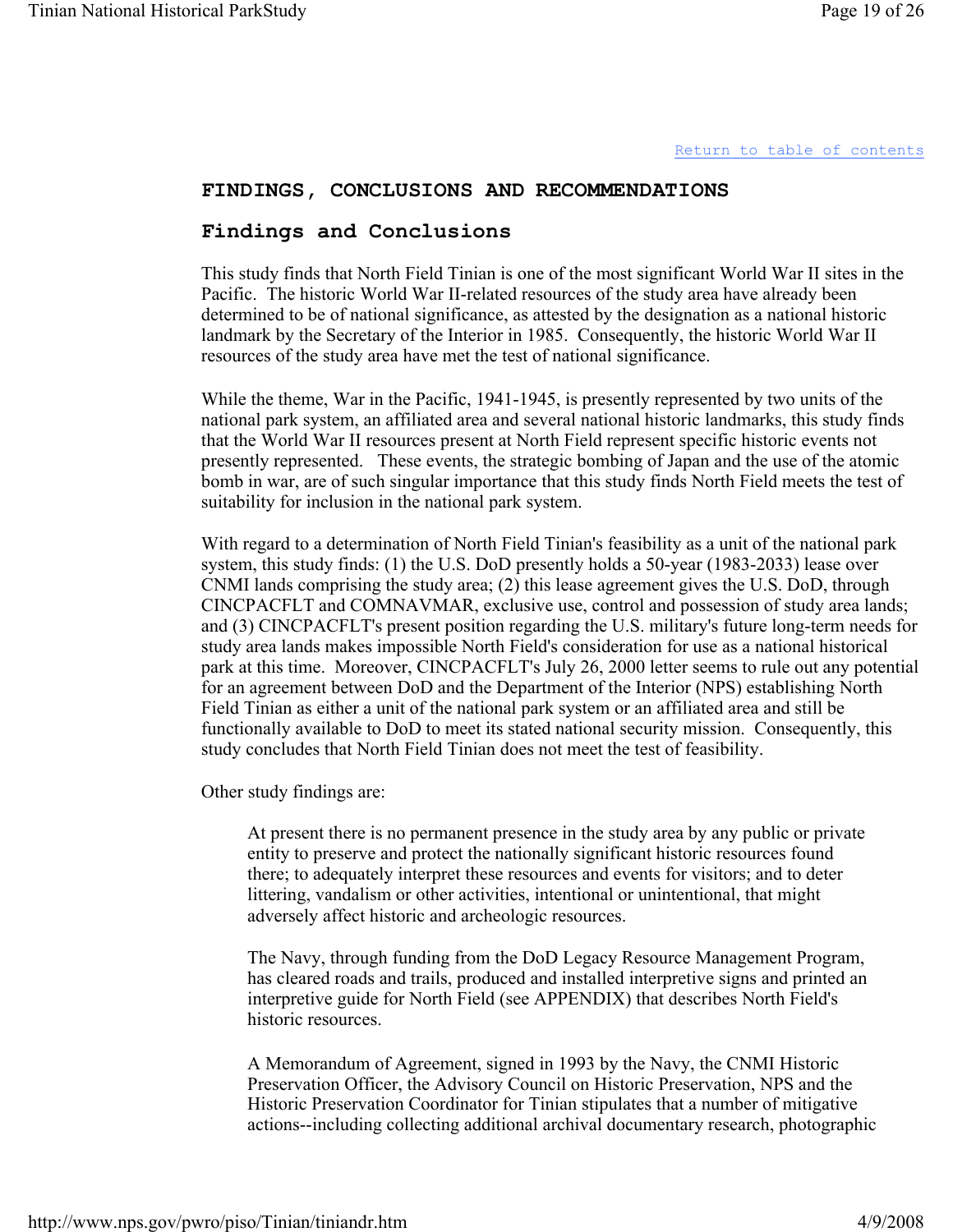Return to table of contents

## FINDINGS, CONCLUSIONS AND RECOMMENDATIONS

### Findings and Conclusions

This study finds that North Field Tinian is one of the most significant World War II sites in the Pacific. The historic World War II-related resources of the study area have already been determined to be of national significance, as attested by the designation as a national historic landmark by the Secretary of the Interior in 1985. Consequently, the historic World War II resources of the study area have met the test of national significance.

While the theme, War in the Pacific, 1941-1945, is presently represented by two units of the national park system, an affiliated area and several national historic landmarks, this study finds that the World War II resources present at North Field represent specific historic events not presently represented. These events, the strategic bombing of Japan and the use of the atomic bomb in war, are of such singular importance that this study finds North Field meets the test of suitability for inclusion in the national park system.

With regard to a determination of North Field Tinian's feasibility as a unit of the national park system, this study finds: (1) the U.S. DoD presently holds a 50-year (1983-2033) lease over CNMI lands comprising the study area; (2) this lease agreement gives the U.S. DoD, through CINCPACFLT and COMNAVMAR, exclusive use, control and possession of study area lands; and (3) CINCPACFLT's present position regarding the U.S. military's future long-term needs for study area lands makes impossible North Field's consideration for use as a national historical park at this time. Moreover, CINCPACFLT's July 26, 2000 letter seems to rule out any potential for an agreement between DoD and the Department of the Interior (NPS) establishing North Field Tinian as either a unit of the national park system or an affiliated area and still be functionally available to DoD to meet its stated national security mission. Consequently, this study concludes that North Field Tinian does not meet the test of feasibility.

Other study findings are:

> At present there is no permanent presence in the study area by any public or private entity to preserve and protect the nationally significant historic resources found there; to adequately interpret these resources and events for visitors; and to deter littering, vandalism or other activities, intentional or unintentional, that might adversely affect historic and archeologic resources.
>
> The Navy, through funding from the DoD Legacy Resource Management Program, has cleared roads and trails, produced and installed interpretive signs and printed an interpretive guide for North Field (see APPENDIX) that describes North Field's historic resources.
>
> A Memorandum of Agreement, signed in 1993 by the Navy, the CNMI Historic Preservation Officer, the Advisory Council on Historic Preservation, NPS and the Historic Preservation Coordinator for Tinian stipulates that a number of mitigative actions--including collecting additional archival documentary research, photographic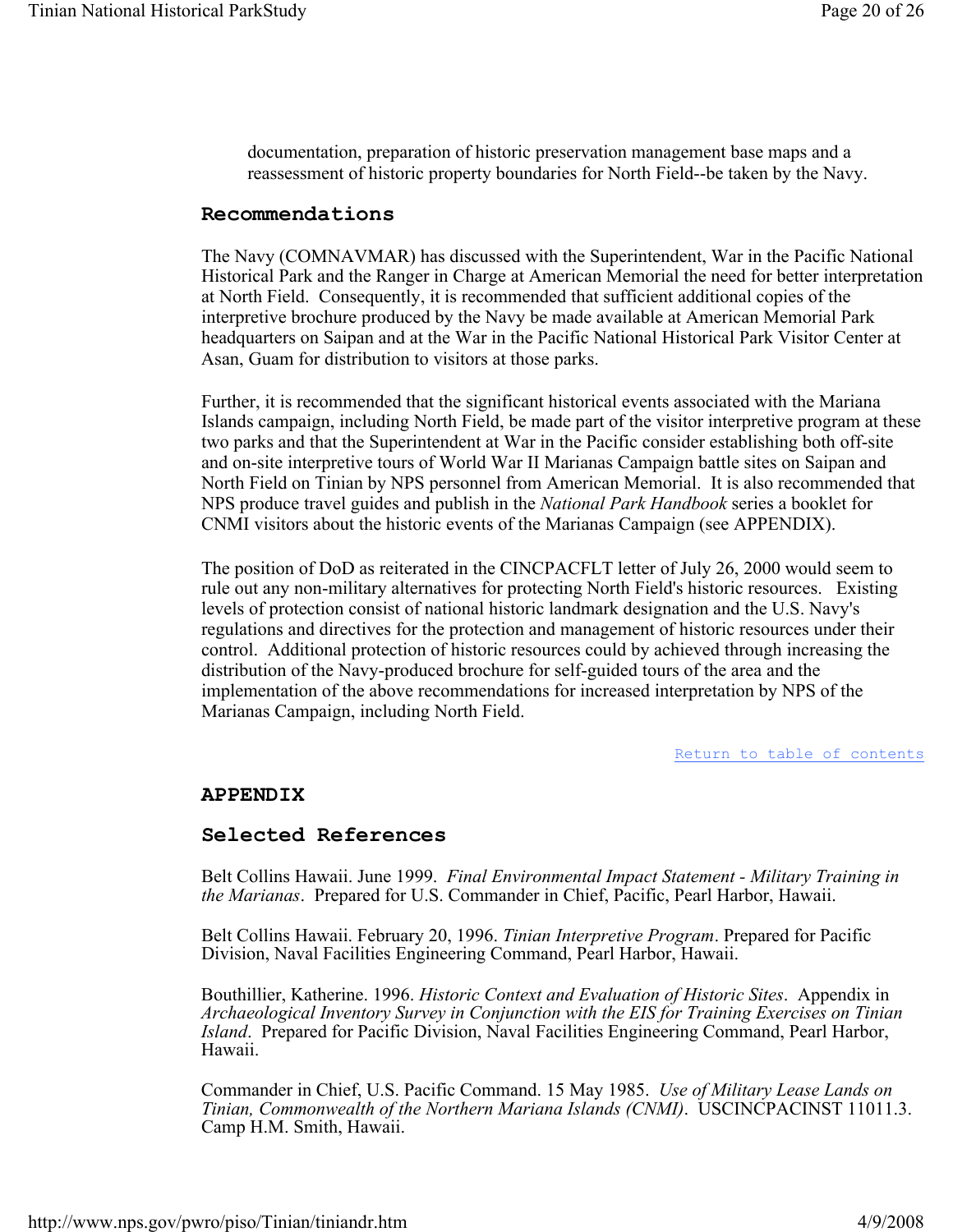documentation, preparation of historic preservation management base maps and a reassessment of historic property boundaries for North Field--be taken by the Navy.

## Recommendations

The Navy (COMNAVMAR) has discussed with the Superintendent, War in the Pacific National Historical Park and the Ranger in Charge at American Memorial the need for better interpretation at North Field. Consequently, it is recommended that sufficient additional copies of the interpretive brochure produced by the Navy be made available at American Memorial Park headquarters on Saipan and at the War in the Pacific National Historical Park Visitor Center at Asan, Guam for distribution to visitors at those parks.

Further, it is recommended that the significant historical events associated with the Mariana Islands campaign, including North Field, be made part of the visitor interpretive program at these two parks and that the Superintendent at War in the Pacific consider establishing both off-site and on-site interpretive tours of World War II Marianas Campaign battle sites on Saipan and North Field on Tinian by NPS personnel from American Memorial. It is also recommended that NPS produce travel guides and publish in the *National Park Handbook* series a booklet for CNMI visitors about the historic events of the Marianas Campaign (see APPENDIX).

The position of DoD as reiterated in the CINCPACFLT letter of July 26, 2000 would seem to rule out any non-military alternatives for protecting North Field's historic resources. Existing levels of protection consist of national historic landmark designation and the U.S. Navy's regulations and directives for the protection and management of historic resources under their control. Additional protection of historic resources could by achieved through increasing the distribution of the Navy-produced brochure for self-guided tours of the area and the implementation of the above recommendations for increased interpretation by NPS of the Marianas Campaign, including North Field.

Return to table of contents

## APPENDIX

## Selected References

Belt Collins Hawaii. June 1999. *Final Environmental Impact Statement - Military Training in the Marianas*. Prepared for U.S. Commander in Chief, Pacific, Pearl Harbor, Hawaii.

Belt Collins Hawaii. February 20, 1996. *Tinian Interpretive Program*. Prepared for Pacific Division, Naval Facilities Engineering Command, Pearl Harbor, Hawaii.

Bouthillier, Katherine. 1996. *Historic Context and Evaluation of Historic Sites*. Appendix in *Archaeological Inventory Survey in Conjunction with the EIS for Training Exercises on Tinian Island*. Prepared for Pacific Division, Naval Facilities Engineering Command, Pearl Harbor, Hawaii.

Commander in Chief, U.S. Pacific Command. 15 May 1985. *Use of Military Lease Lands on Tinian, Commonwealth of the Northern Mariana Islands (CNMI)*. USCINCPACINST 11011.3. Camp H.M. Smith, Hawaii.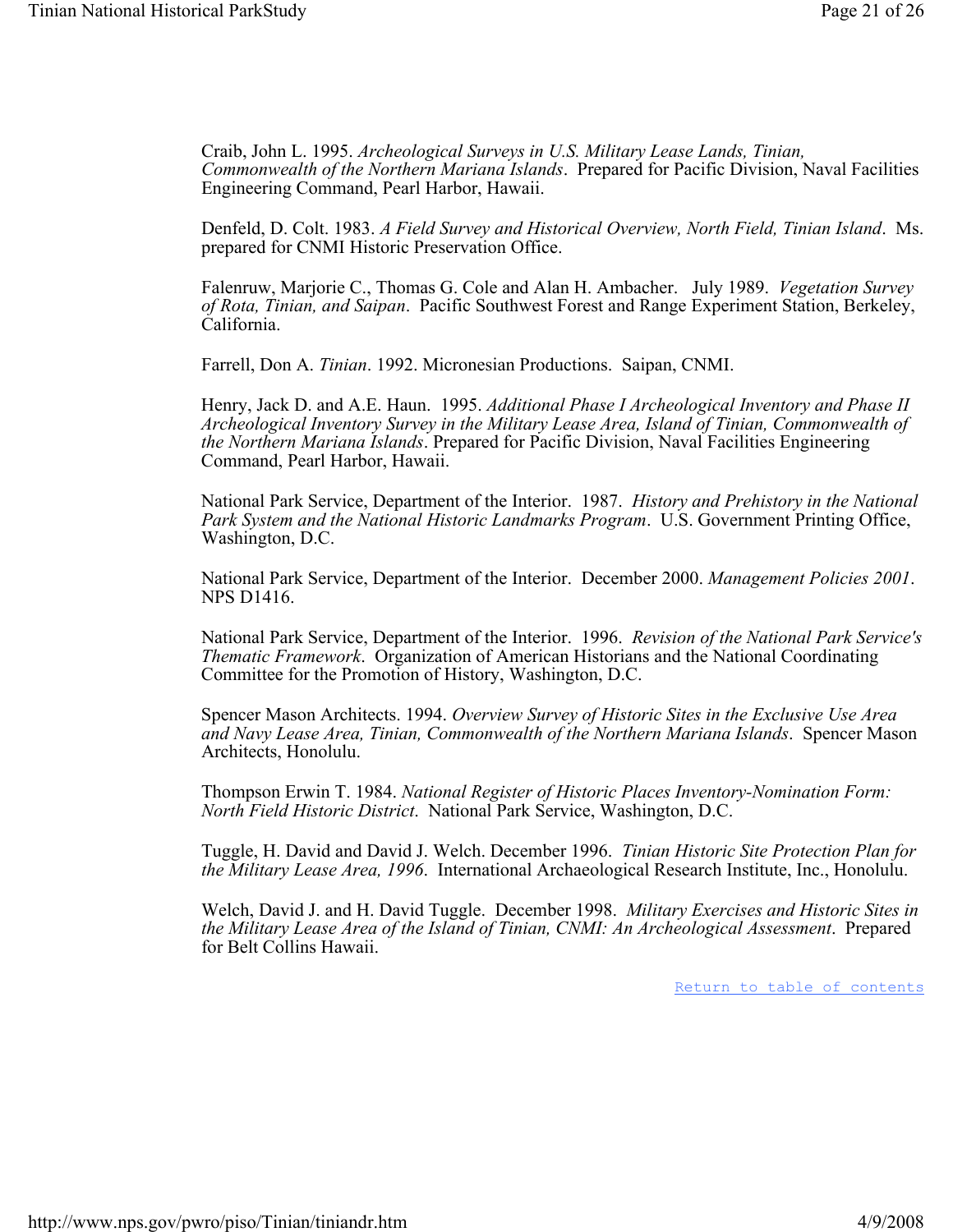Craib, John L. 1995. *Archeological Surveys in U.S. Military Lease Lands, Tinian, Commonwealth of the Northern Mariana Islands*. Prepared for Pacific Division, Naval Facilities Engineering Command, Pearl Harbor, Hawaii.

Denfeld, D. Colt. 1983. *A Field Survey and Historical Overview, North Field, Tinian Island*. Ms. prepared for CNMI Historic Preservation Office.

Falenruw, Marjorie C., Thomas G. Cole and Alan H. Ambacher. July 1989. *Vegetation Survey of Rota, Tinian, and Saipan*. Pacific Southwest Forest and Range Experiment Station, Berkeley, California.

Farrell, Don A. *Tinian*. 1992. Micronesian Productions. Saipan, CNMI.

Henry, Jack D. and A.E. Haun. 1995. *Additional Phase I Archeological Inventory and Phase II Archeological Inventory Survey in the Military Lease Area, Island of Tinian, Commonwealth of the Northern Mariana Islands*. Prepared for Pacific Division, Naval Facilities Engineering Command, Pearl Harbor, Hawaii.

National Park Service, Department of the Interior. 1987. *History and Prehistory in the National Park System and the National Historic Landmarks Program*. U.S. Government Printing Office, Washington, D.C.

National Park Service, Department of the Interior. December 2000. *Management Policies 2001*. NPS D1416.

National Park Service, Department of the Interior. 1996. *Revision of the National Park Service's Thematic Framework*. Organization of American Historians and the National Coordinating Committee for the Promotion of History, Washington, D.C.

Spencer Mason Architects. 1994. *Overview Survey of Historic Sites in the Exclusive Use Area and Navy Lease Area, Tinian, Commonwealth of the Northern Mariana Islands*. Spencer Mason Architects, Honolulu.

Thompson Erwin T. 1984. *National Register of Historic Places Inventory-Nomination Form: North Field Historic District*. National Park Service, Washington, D.C.

Tuggle, H. David and David J. Welch. December 1996. *Tinian Historic Site Protection Plan for the Military Lease Area, 1996*. International Archaeological Research Institute, Inc., Honolulu.

Welch, David J. and H. David Tuggle. December 1998. *Military Exercises and Historic Sites in the Military Lease Area of the Island of Tinian, CNMI: An Archeological Assessment*. Prepared for Belt Collins Hawaii.

Return to table of contents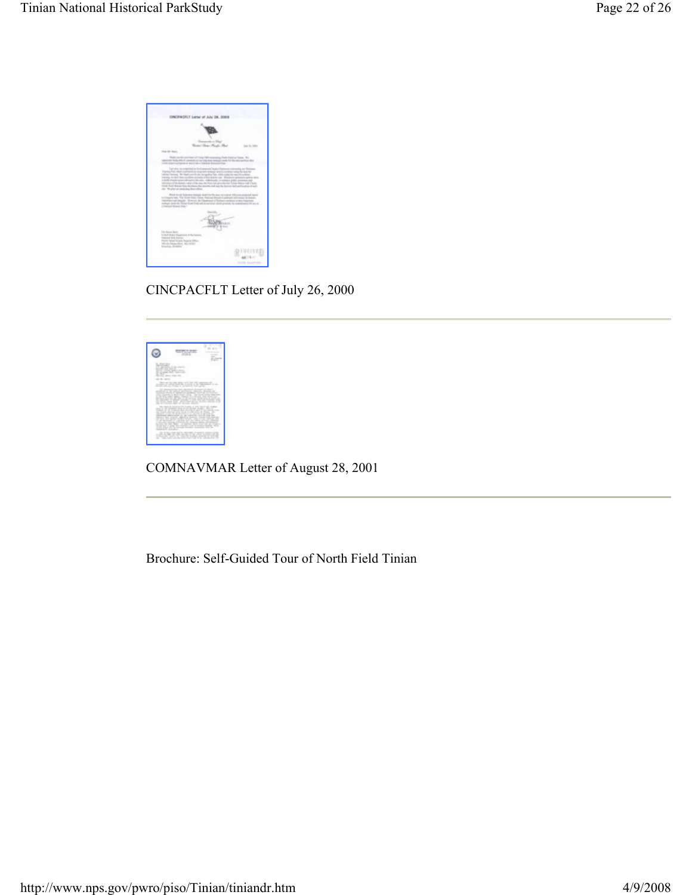CINCPACFLT Letter of July 26, 2000

---

COMNAVMAR Letter of August 28, 2001

---

Brochure: Self-Guided Tour of North Field Tinian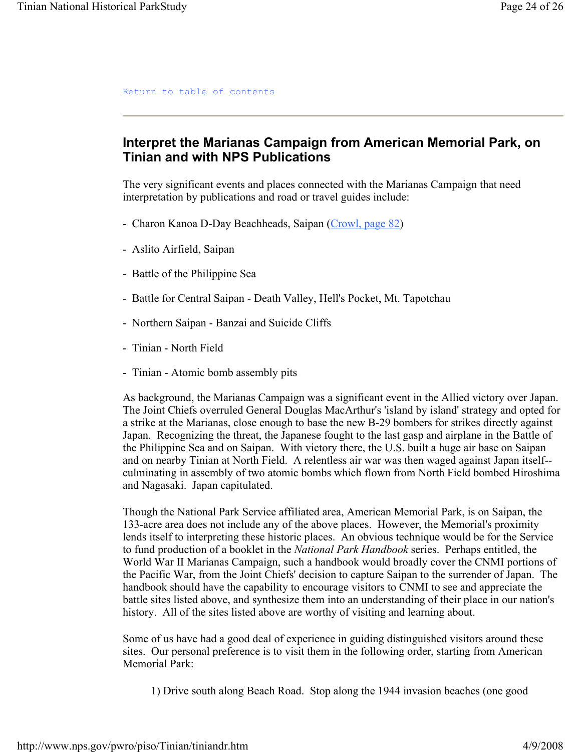[Return to table of contents](#)

## Interpret the Marianas Campaign from American Memorial Park, on Tinian and with NPS Publications

The very significant events and places connected with the Marianas Campaign that need interpretation by publications and road or travel guides include:

- Charon Kanoa D-Day Beachheads, Saipan ([Crowl, page 82](#))

- Aslito Airfield, Saipan

- Battle of the Philippine Sea

- Battle for Central Saipan - Death Valley, Hell's Pocket, Mt. Tapotchau

- Northern Saipan - Banzai and Suicide Cliffs

- Tinian - North Field

- Tinian - Atomic bomb assembly pits

As background, the Marianas Campaign was a significant event in the Allied victory over Japan. The Joint Chiefs overruled General Douglas MacArthur's 'island by island' strategy and opted for a strike at the Marianas, close enough to base the new B-29 bombers for strikes directly against Japan. Recognizing the threat, the Japanese fought to the last gasp and airplane in the Battle of the Philippine Sea and on Saipan. With victory there, the U.S. built a huge air base on Saipan and on nearby Tinian at North Field. A relentless air war was then waged against Japan itself--culminating in assembly of two atomic bombs which flown from North Field bombed Hiroshima and Nagasaki. Japan capitulated.

Though the National Park Service affiliated area, American Memorial Park, is on Saipan, the 133-acre area does not include any of the above places. However, the Memorial's proximity lends itself to interpreting these historic places. An obvious technique would be for the Service to fund production of a booklet in the *National Park Handbook* series. Perhaps entitled, the World War II Marianas Campaign, such a handbook would broadly cover the CNMI portions of the Pacific War, from the Joint Chiefs' decision to capture Saipan to the surrender of Japan. The handbook should have the capability to encourage visitors to CNMI to see and appreciate the battle sites listed above, and synthesize them into an understanding of their place in our nation's history. All of the sites listed above are worthy of visiting and learning about.

Some of us have had a good deal of experience in guiding distinguished visitors around these sites. Our personal preference is to visit them in the following order, starting from American Memorial Park:

1) Drive south along Beach Road. Stop along the 1944 invasion beaches (one good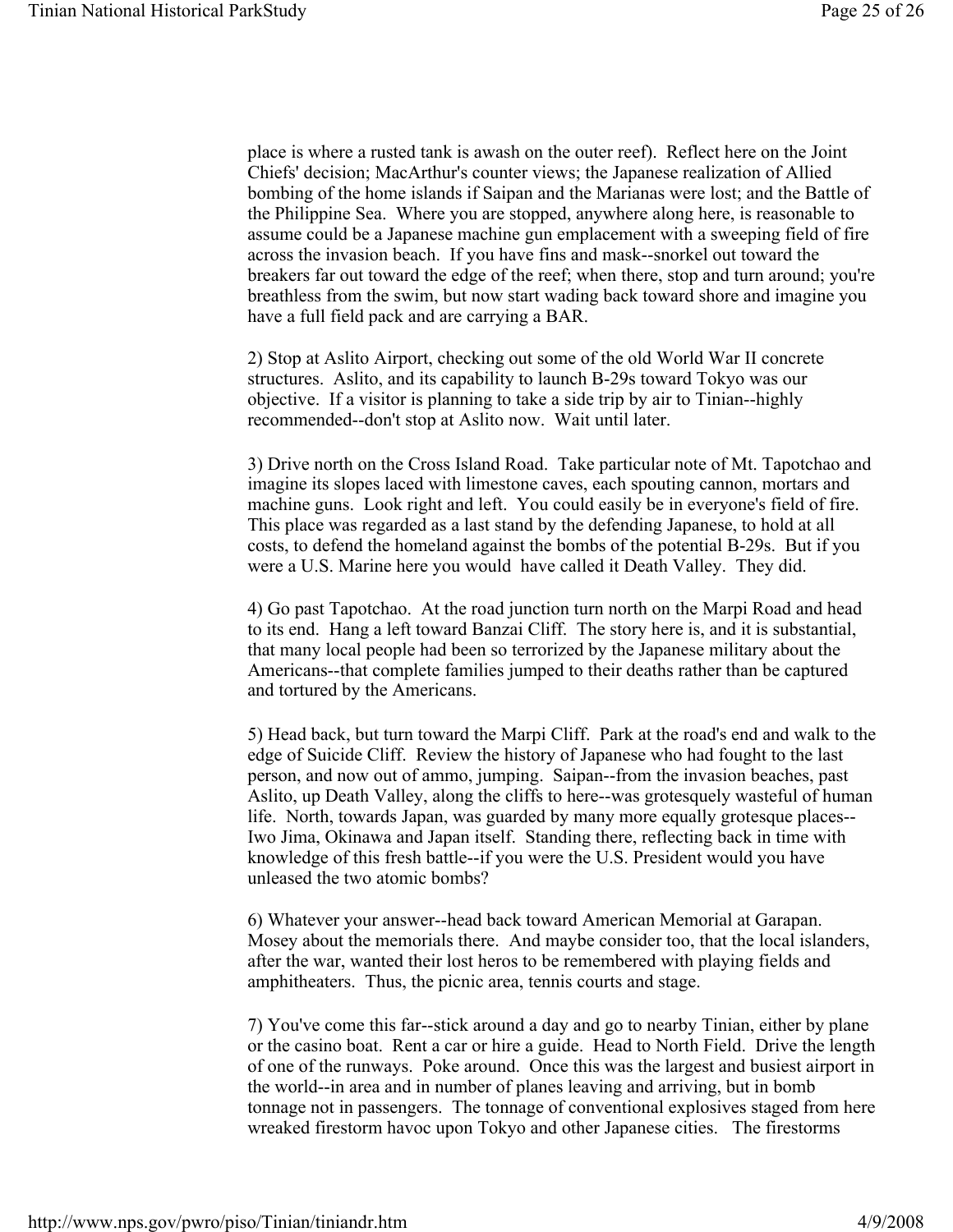place is where a rusted tank is awash on the outer reef). Reflect here on the Joint Chiefs' decision; MacArthur's counter views; the Japanese realization of Allied bombing of the home islands if Saipan and the Marianas were lost; and the Battle of the Philippine Sea. Where you are stopped, anywhere along here, is reasonable to assume could be a Japanese machine gun emplacement with a sweeping field of fire across the invasion beach. If you have fins and mask--snorkel out toward the breakers far out toward the edge of the reef; when there, stop and turn around; you're breathless from the swim, but now start wading back toward shore and imagine you have a full field pack and are carrying a BAR.

2) Stop at Aslito Airport, checking out some of the old World War II concrete structures. Aslito, and its capability to launch B-29s toward Tokyo was our objective. If a visitor is planning to take a side trip by air to Tinian--highly recommended--don't stop at Aslito now. Wait until later.

3) Drive north on the Cross Island Road. Take particular note of Mt. Tapotchao and imagine its slopes laced with limestone caves, each spouting cannon, mortars and machine guns. Look right and left. You could easily be in everyone's field of fire. This place was regarded as a last stand by the defending Japanese, to hold at all costs, to defend the homeland against the bombs of the potential B-29s. But if you were a U.S. Marine here you would have called it Death Valley. They did.

4) Go past Tapotchao. At the road junction turn north on the Marpi Road and head to its end. Hang a left toward Banzai Cliff. The story here is, and it is substantial, that many local people had been so terrorized by the Japanese military about the Americans--that complete families jumped to their deaths rather than be captured and tortured by the Americans.

5) Head back, but turn toward the Marpi Cliff. Park at the road's end and walk to the edge of Suicide Cliff. Review the history of Japanese who had fought to the last person, and now out of ammo, jumping. Saipan--from the invasion beaches, past Aslito, up Death Valley, along the cliffs to here--was grotesquely wasteful of human life. North, towards Japan, was guarded by many more equally grotesque places--Iwo Jima, Okinawa and Japan itself. Standing there, reflecting back in time with knowledge of this fresh battle--if you were the U.S. President would you have unleased the two atomic bombs?

6) Whatever your answer--head back toward American Memorial at Garapan. Mosey about the memorials there. And maybe consider too, that the local islanders, after the war, wanted their lost heros to be remembered with playing fields and amphitheaters. Thus, the picnic area, tennis courts and stage.

7) You've come this far--stick around a day and go to nearby Tinian, either by plane or the casino boat. Rent a car or hire a guide. Head to North Field. Drive the length of one of the runways. Poke around. Once this was the largest and busiest airport in the world--in area and in number of planes leaving and arriving, but in bomb tonnage not in passengers. The tonnage of conventional explosives staged from here wreaked firestorm havoc upon Tokyo and other Japanese cities. The firestorms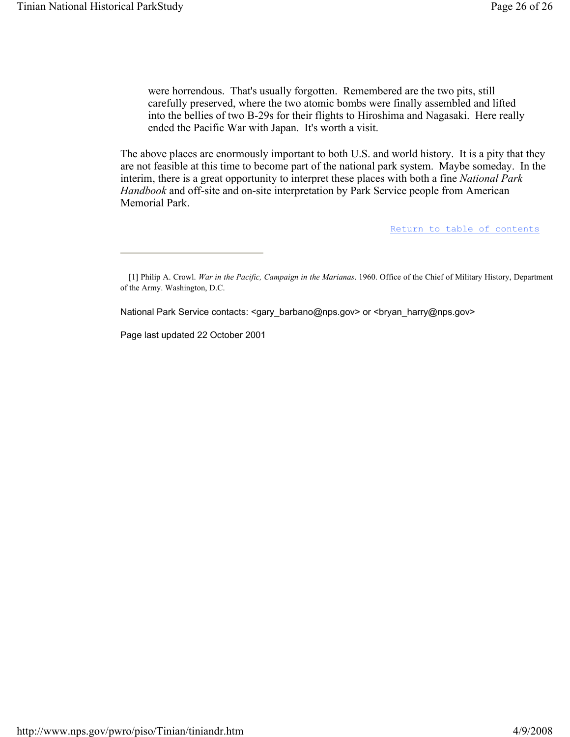> were horrendous. That's usually forgotten. Remembered are the two pits, still carefully preserved, where the two atomic bombs were finally assembled and lifted into the bellies of two B-29s for their flights to Hiroshima and Nagasaki. Here really ended the Pacific War with Japan. It's worth a visit.

The above places are enormously important to both U.S. and world history. It is a pity that they are not feasible at this time to become part of the national park system. Maybe someday. In the interim, there is a great opportunity to interpret these places with both a fine *National Park Handbook* and off-site and on-site interpretation by Park Service people from American Memorial Park.

Return to table of contents

---

[1] Philip A. Crowl. *War in the Pacific, Campaign in the Marianas*. 1960. Office of the Chief of Military History, Department of the Army. Washington, D.C.

National Park Service contacts: <gary_barbano@nps.gov> or <bryan_harry@nps.gov>

Page last updated 22 October 2001